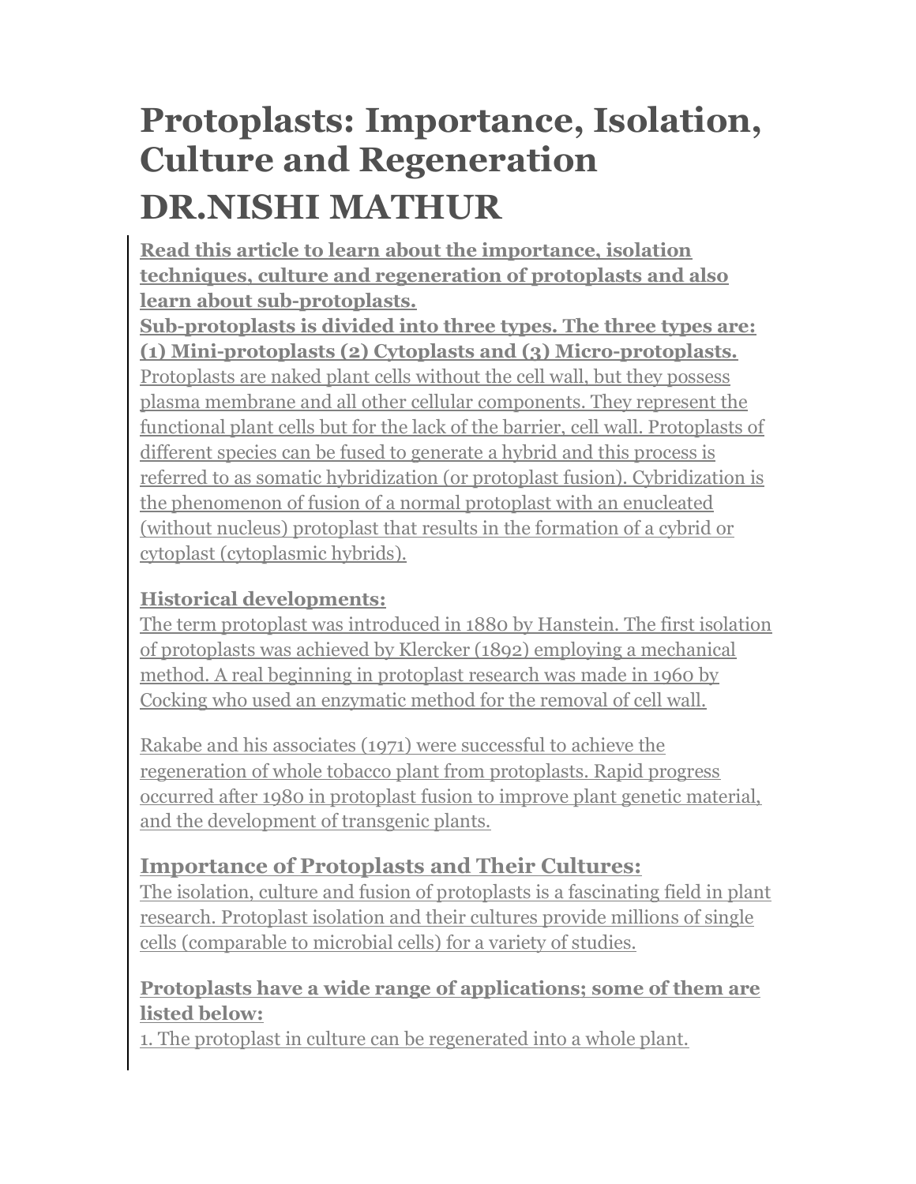# Protoplasts: Importance, Isolation, Culture and Regeneration

# DR.NISHI MATHUR

**Read this article to learn about the importance, isolation techniques, culture and regeneration of protoplasts and also learn about sub-protoplasts.**

**Sub-protoplasts is divided into three types. The three types are: (1) Mini-protoplasts (2) Cytoplasts and (3) Micro-protoplasts.**

Protoplasts are naked plant cells without the cell wall, but they possess plasma membrane and all other cellular components. They represent the functional plant cells but for the lack of the barrier, cell wall. Protoplasts of different species can be fused to generate a hybrid and this process is referred to as somatic hybridization (or protoplast fusion). Cybridization is the phenomenon of fusion of a normal protoplast with an enucleated (without nucleus) protoplast that results in the formation of a cybrid or cytoplast (cytoplasmic hybrids).

### Historical developments:

The term protoplast was introduced in 1880 by Hanstein. The first isolation of protoplasts was achieved by Klercker (1892) employing a mechanical method. A real beginning in protoplast research was made in 1960 by Cocking who used an enzymatic method for the removal of cell wall.

Rakabe and his associates (1971) were successful to achieve the regeneration of whole tobacco plant from protoplasts. Rapid progress occurred after 1980 in protoplast fusion to improve plant genetic material, and the development of transgenic plants.

## Importance of Protoplasts and Their Cultures:

The isolation, culture and fusion of protoplasts is a fascinating field in plant research. Protoplast isolation and their cultures provide millions of single cells (comparable to microbial cells) for a variety of studies.

**Protoplasts have a wide range of applications; some of them are listed below:**

1. The protoplast in culture can be regenerated into a whole plant.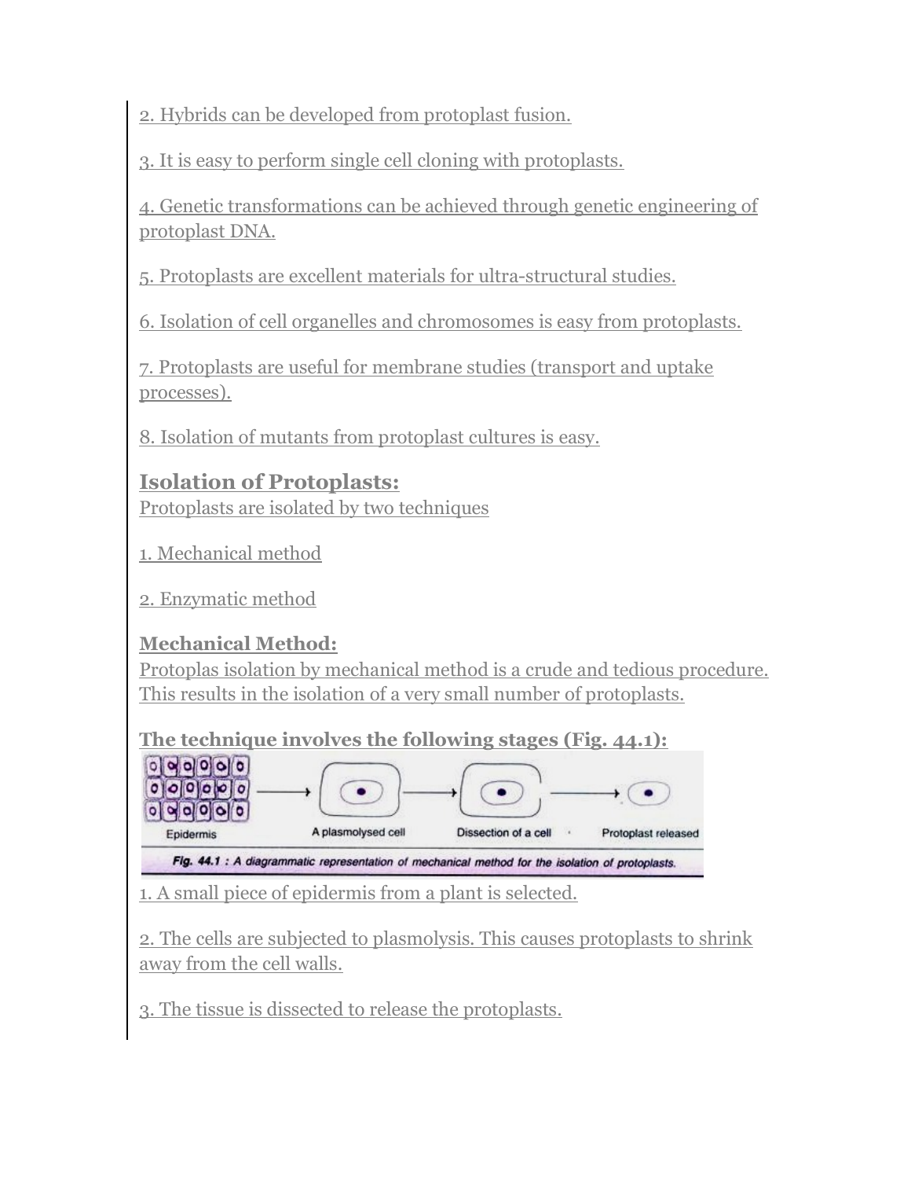2. Hybrids can be developed from protoplast fusion.

3. It is easy to perform single cell cloning with protoplasts.

4. Genetic transformations can be achieved through genetic engineering of protoplast DNA.

5. Protoplasts are excellent materials for ultra-structural studies.

6. Isolation of cell organelles and chromosomes is easy from protoplasts.

7. Protoplasts are useful for membrane studies (transport and uptake processes).

8. Isolation of mutants from protoplast cultures is easy.

## Isolation of Protoplasts:

Protoplasts are isolated by two techniques

1. Mechanical method

2. Enzymatic method

### Mechanical Method:

Protoplas isolation by mechanical method is a crude and tedious procedure. This results in the isolation of a very small number of protoplasts.

### The technique involves the following stages (Fig. 44.1):

Epidermis → A plasmolysed cell → Dissection of a cell → Protoplast released

*Fig. 44.1 : A diagrammatic representation of mechanical method for the isolation of protoplasts.*

1. A small piece of epidermis from a plant is selected.

2. The cells are subjected to plasmolysis. This causes protoplasts to shrink away from the cell walls.

3. The tissue is dissected to release the protoplasts.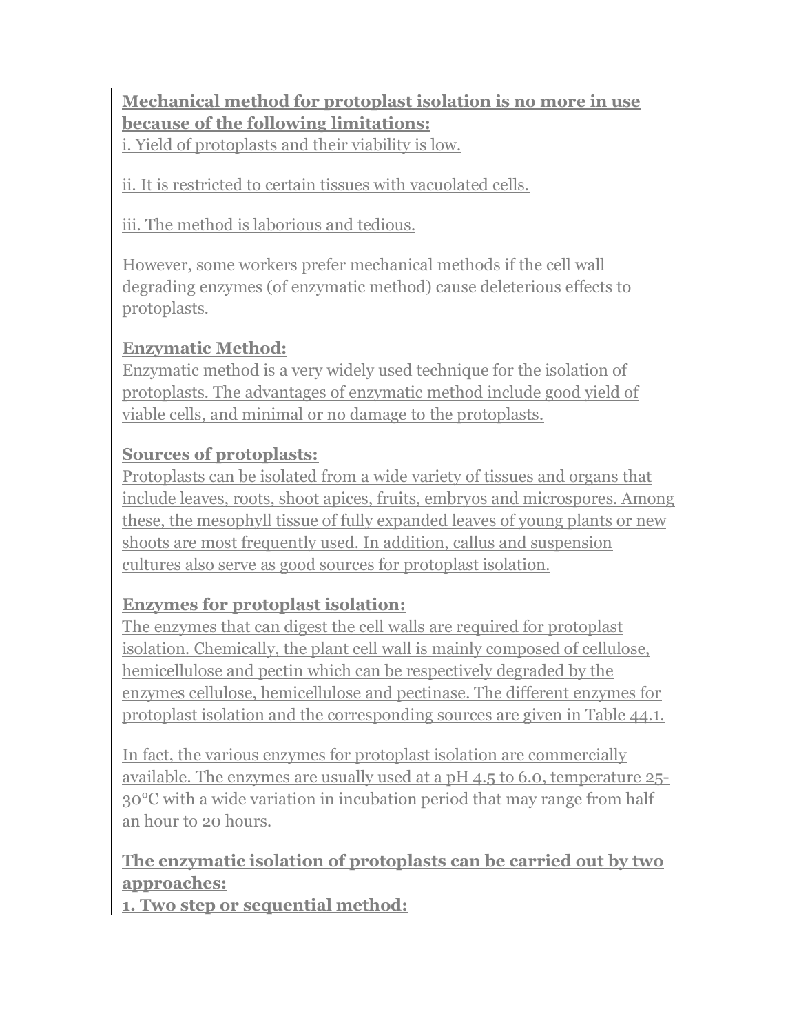**Mechanical method for protoplast isolation is no more in use because of the following limitations:**

i. Yield of protoplasts and their viability is low.

ii. It is restricted to certain tissues with vacuolated cells.

iii. The method is laborious and tedious.

However, some workers prefer mechanical methods if the cell wall degrading enzymes (of enzymatic method) cause deleterious effects to protoplasts.

**Enzymatic Method:**

Enzymatic method is a very widely used technique for the isolation of protoplasts. The advantages of enzymatic method include good yield of viable cells, and minimal or no damage to the protoplasts.

**Sources of protoplasts:**

Protoplasts can be isolated from a wide variety of tissues and organs that include leaves, roots, shoot apices, fruits, embryos and microspores. Among these, the mesophyll tissue of fully expanded leaves of young plants or new shoots are most frequently used. In addition, callus and suspension cultures also serve as good sources for protoplast isolation.

**Enzymes for protoplast isolation:**

The enzymes that can digest the cell walls are required for protoplast isolation. Chemically, the plant cell wall is mainly composed of cellulose, hemicellulose and pectin which can be respectively degraded by the enzymes cellulose, hemicellulose and pectinase. The different enzymes for protoplast isolation and the corresponding sources are given in Table 44.1.

In fact, the various enzymes for protoplast isolation are commercially available. The enzymes are usually used at a pH 4.5 to 6.0, temperature 25-30°C with a wide variation in incubation period that may range from half an hour to 20 hours.

**The enzymatic isolation of protoplasts can be carried out by two approaches:**

**1. Two step or sequential method:**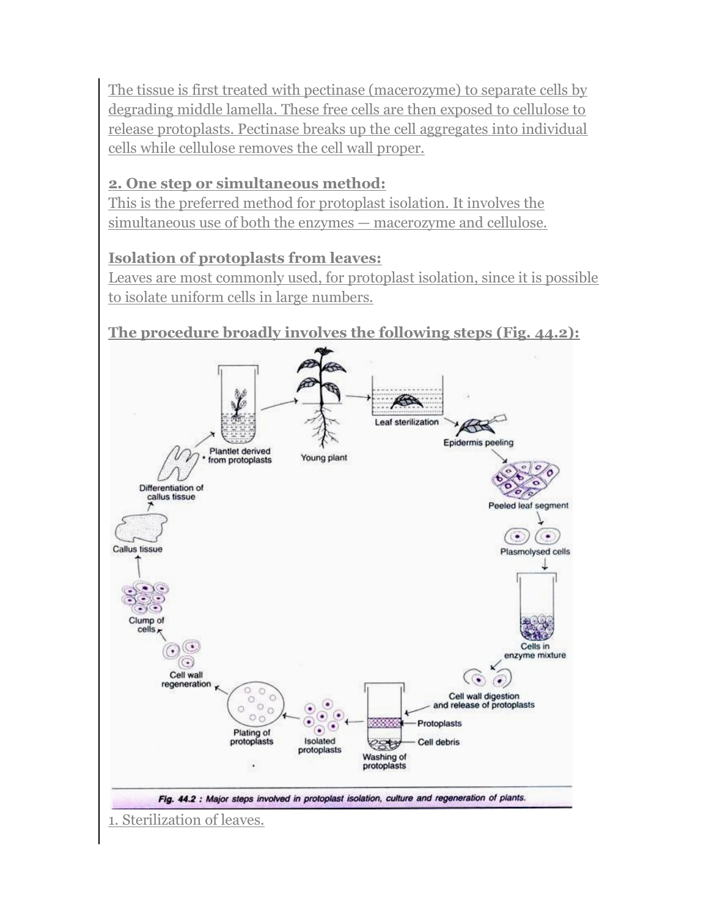The tissue is first treated with pectinase (macerozyme) to separate cells by degrading middle lamella. These free cells are then exposed to cellulose to release protoplasts. Pectinase breaks up the cell aggregates into individual cells while cellulose removes the cell wall proper.

**2. One step or simultaneous method:**

This is the preferred method for protoplast isolation. It involves the simultaneous use of both the enzymes — macerozyme and cellulose.

**Isolation of protoplasts from leaves:**

Leaves are most commonly used, for protoplast isolation, since it is possible to isolate uniform cells in large numbers.

**The procedure broadly involves the following steps (Fig. 44.2):**

*Fig. 44.2 : Major steps involved in protoplast isolation, culture and regeneration of plants.*

1. Sterilization of leaves.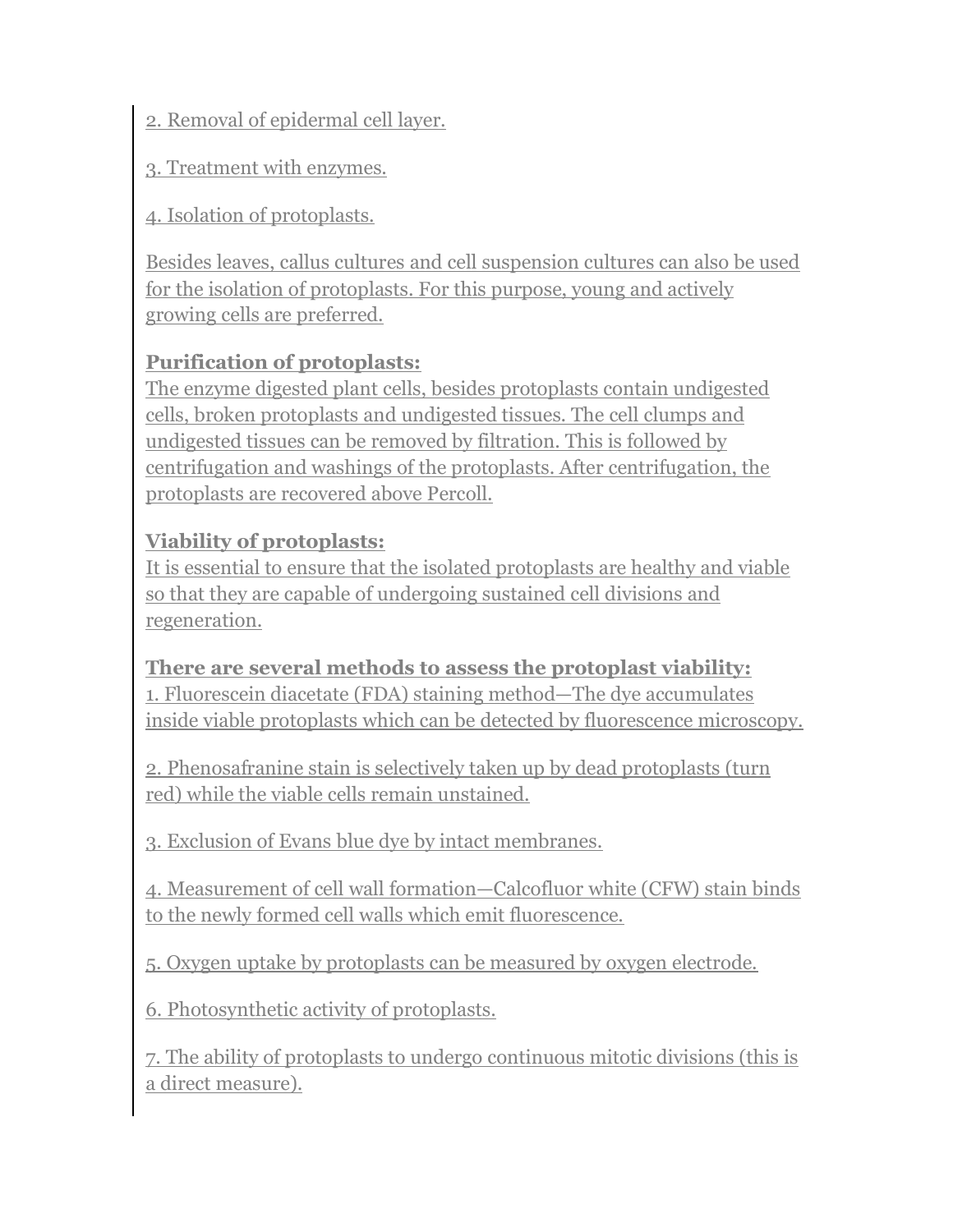2. Removal of epidermal cell layer.

3. Treatment with enzymes.

4. Isolation of protoplasts.

Besides leaves, callus cultures and cell suspension cultures can also be used for the isolation of protoplasts. For this purpose, young and actively growing cells are preferred.

**Purification of protoplasts:**
The enzyme digested plant cells, besides protoplasts contain undigested cells, broken protoplasts and undigested tissues. The cell clumps and undigested tissues can be removed by filtration. This is followed by centrifugation and washings of the protoplasts. After centrifugation, the protoplasts are recovered above Percoll.

**Viability of protoplasts:**
It is essential to ensure that the isolated protoplasts are healthy and viable so that they are capable of undergoing sustained cell divisions and regeneration.

**There are several methods to assess the protoplast viability:**
1. Fluorescein diacetate (FDA) staining method—The dye accumulates inside viable protoplasts which can be detected by fluorescence microscopy.

2. Phenosafranine stain is selectively taken up by dead protoplasts (turn red) while the viable cells remain unstained.

3. Exclusion of Evans blue dye by intact membranes.

4. Measurement of cell wall formation—Calcofluor white (CFW) stain binds to the newly formed cell walls which emit fluorescence.

5. Oxygen uptake by protoplasts can be measured by oxygen electrode.

6. Photosynthetic activity of protoplasts.

7. The ability of protoplasts to undergo continuous mitotic divisions (this is a direct measure).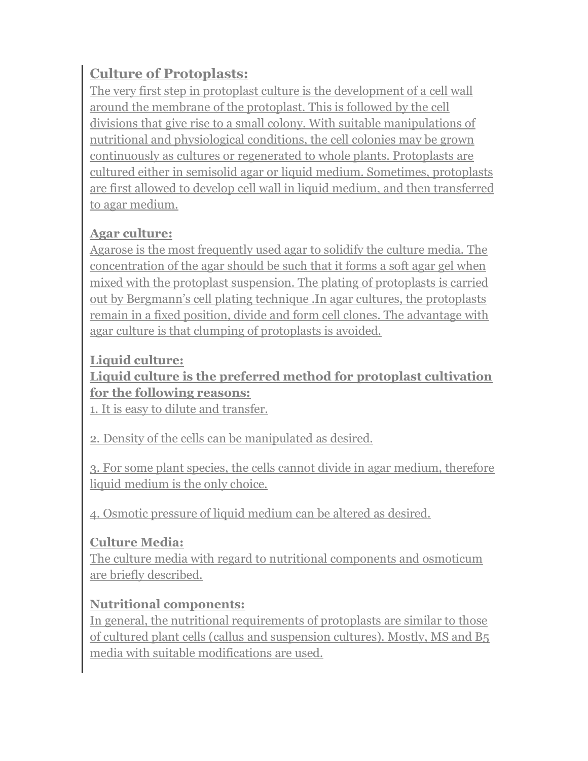**Culture of Protoplasts:**

The very first step in protoplast culture is the development of a cell wall around the membrane of the protoplast. This is followed by the cell divisions that give rise to a small colony. With suitable manipulations of nutritional and physiological conditions, the cell colonies may be grown continuously as cultures or regenerated to whole plants. Protoplasts are cultured either in semisolid agar or liquid medium. Sometimes, protoplasts are first allowed to develop cell wall in liquid medium, and then transferred to agar medium.

**Agar culture:**

Agarose is the most frequently used agar to solidify the culture media. The concentration of the agar should be such that it forms a soft agar gel when mixed with the protoplast suspension. The plating of protoplasts is carried out by Bergmann's cell plating technique .In agar cultures, the protoplasts remain in a fixed position, divide and form cell clones. The advantage with agar culture is that clumping of protoplasts is avoided.

**Liquid culture:**

**Liquid culture is the preferred method for protoplast cultivation for the following reasons:**

1. It is easy to dilute and transfer.

2. Density of the cells can be manipulated as desired.

3. For some plant species, the cells cannot divide in agar medium, therefore liquid medium is the only choice.

4. Osmotic pressure of liquid medium can be altered as desired.

**Culture Media:**

The culture media with regard to nutritional components and osmoticum are briefly described.

**Nutritional components:**

In general, the nutritional requirements of protoplasts are similar to those of cultured plant cells (callus and suspension cultures). Mostly, MS and B5 media with suitable modifications are used.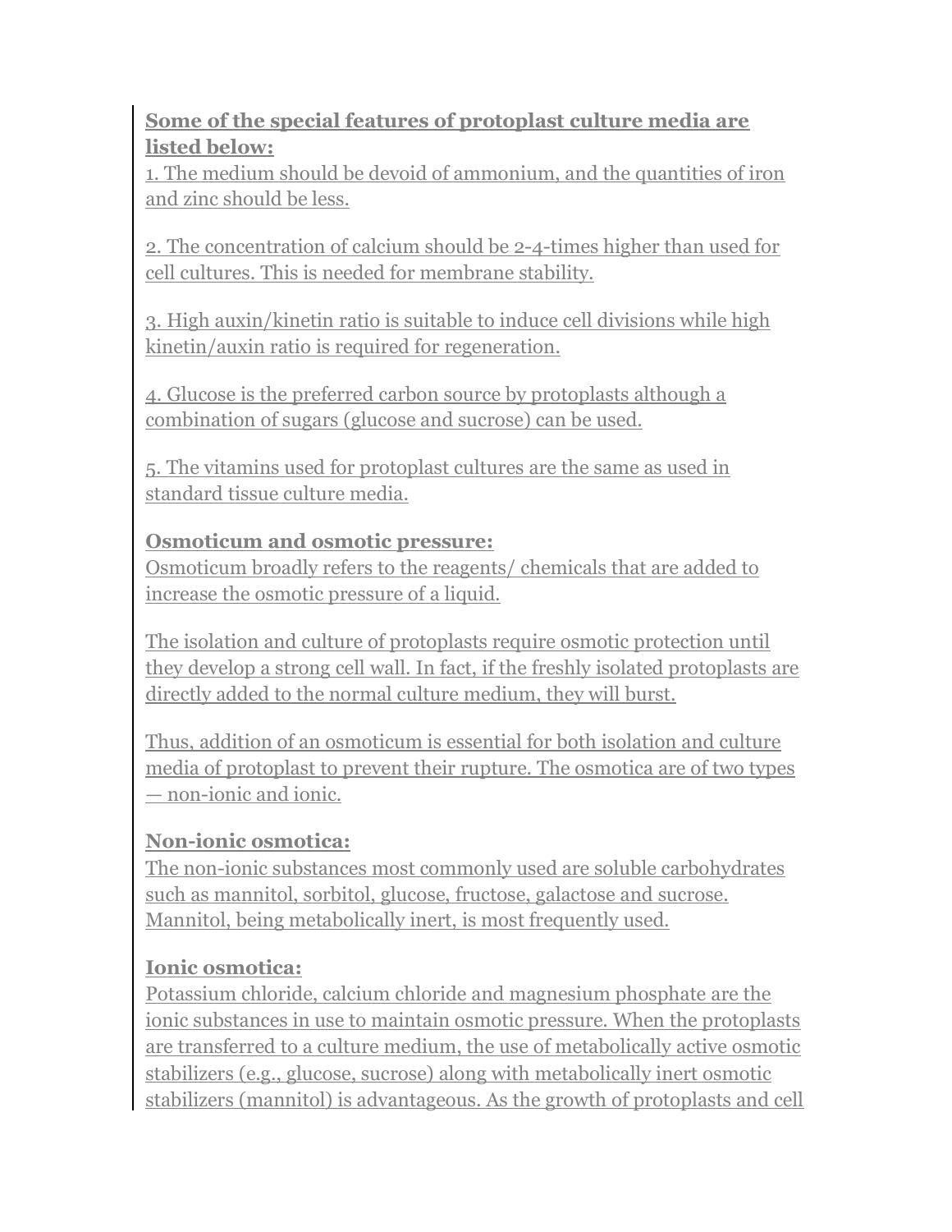**Some of the special features of protoplast culture media are listed below:**

1. The medium should be devoid of ammonium, and the quantities of iron and zinc should be less.

2. The concentration of calcium should be 2-4-times higher than used for cell cultures. This is needed for membrane stability.

3. High auxin/kinetin ratio is suitable to induce cell divisions while high kinetin/auxin ratio is required for regeneration.

4. Glucose is the preferred carbon source by protoplasts although a combination of sugars (glucose and sucrose) can be used.

5. The vitamins used for protoplast cultures are the same as used in standard tissue culture media.

**Osmoticum and osmotic pressure:**

Osmoticum broadly refers to the reagents/ chemicals that are added to increase the osmotic pressure of a liquid.

The isolation and culture of protoplasts require osmotic protection until they develop a strong cell wall. In fact, if the freshly isolated protoplasts are directly added to the normal culture medium, they will burst.

Thus, addition of an osmoticum is essential for both isolation and culture media of protoplast to prevent their rupture. The osmotica are of two types — non-ionic and ionic.

**Non-ionic osmotica:**

The non-ionic substances most commonly used are soluble carbohydrates such as mannitol, sorbitol, glucose, fructose, galactose and sucrose. Mannitol, being metabolically inert, is most frequently used.

**Ionic osmotica:**

Potassium chloride, calcium chloride and magnesium phosphate are the ionic substances in use to maintain osmotic pressure. When the protoplasts are transferred to a culture medium, the use of metabolically active osmotic stabilizers (e.g., glucose, sucrose) along with metabolically inert osmotic stabilizers (mannitol) is advantageous. As the growth of protoplasts and cell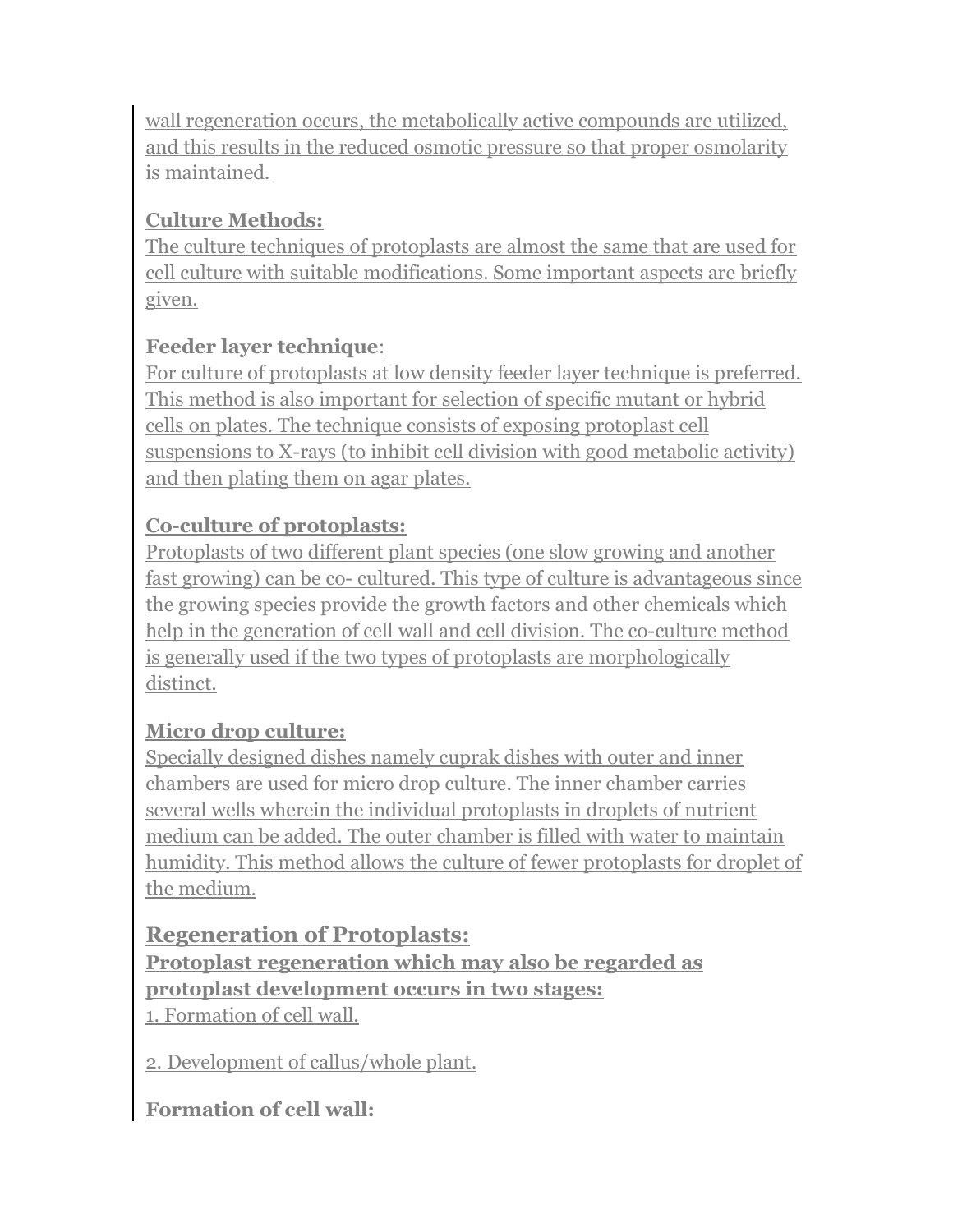wall regeneration occurs, the metabolically active compounds are utilized, and this results in the reduced osmotic pressure so that proper osmolarity is maintained.

**Culture Methods:**
The culture techniques of protoplasts are almost the same that are used for cell culture with suitable modifications. Some important aspects are briefly given.

**Feeder layer technique**:
For culture of protoplasts at low density feeder layer technique is preferred. This method is also important for selection of specific mutant or hybrid cells on plates. The technique consists of exposing protoplast cell suspensions to X-rays (to inhibit cell division with good metabolic activity) and then plating them on agar plates.

**Co-culture of protoplasts:**
Protoplasts of two different plant species (one slow growing and another fast growing) can be co- cultured. This type of culture is advantageous since the growing species provide the growth factors and other chemicals which help in the generation of cell wall and cell division. The co-culture method is generally used if the two types of protoplasts are morphologically distinct.

**Micro drop culture:**
Specially designed dishes namely cuprak dishes with outer and inner chambers are used for micro drop culture. The inner chamber carries several wells wherein the individual protoplasts in droplets of nutrient medium can be added. The outer chamber is filled with water to maintain humidity. This method allows the culture of fewer protoplasts for droplet of the medium.

## Regeneration of Protoplasts:

**Protoplast regeneration which may also be regarded as protoplast development occurs in two stages:**

1. Formation of cell wall.

2. Development of callus/whole plant.

**Formation of cell wall:**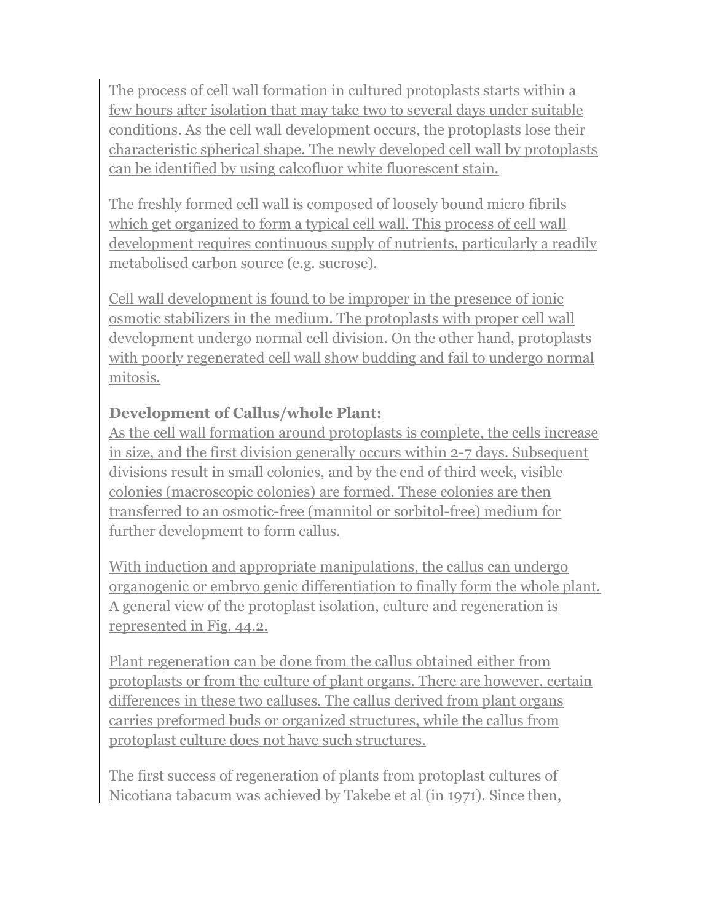The process of cell wall formation in cultured protoplasts starts within a few hours after isolation that may take two to several days under suitable conditions. As the cell wall development occurs, the protoplasts lose their characteristic spherical shape. The newly developed cell wall by protoplasts can be identified by using calcofluor white fluorescent stain.

The freshly formed cell wall is composed of loosely bound micro fibrils which get organized to form a typical cell wall. This process of cell wall development requires continuous supply of nutrients, particularly a readily metabolised carbon source (e.g. sucrose).

Cell wall development is found to be improper in the presence of ionic osmotic stabilizers in the medium. The protoplasts with proper cell wall development undergo normal cell division. On the other hand, protoplasts with poorly regenerated cell wall show budding and fail to undergo normal mitosis.

**Development of Callus/whole Plant:**

As the cell wall formation around protoplasts is complete, the cells increase in size, and the first division generally occurs within 2-7 days. Subsequent divisions result in small colonies, and by the end of third week, visible colonies (macroscopic colonies) are formed. These colonies are then transferred to an osmotic-free (mannitol or sorbitol-free) medium for further development to form callus.

With induction and appropriate manipulations, the callus can undergo organogenic or embryo genic differentiation to finally form the whole plant. A general view of the protoplast isolation, culture and regeneration is represented in Fig. 44.2.

Plant regeneration can be done from the callus obtained either from protoplasts or from the culture of plant organs. There are however, certain differences in these two calluses. The callus derived from plant organs carries preformed buds or organized structures, while the callus from protoplast culture does not have such structures.

The first success of regeneration of plants from protoplast cultures of Nicotiana tabacum was achieved by Takebe et al (in 1971). Since then,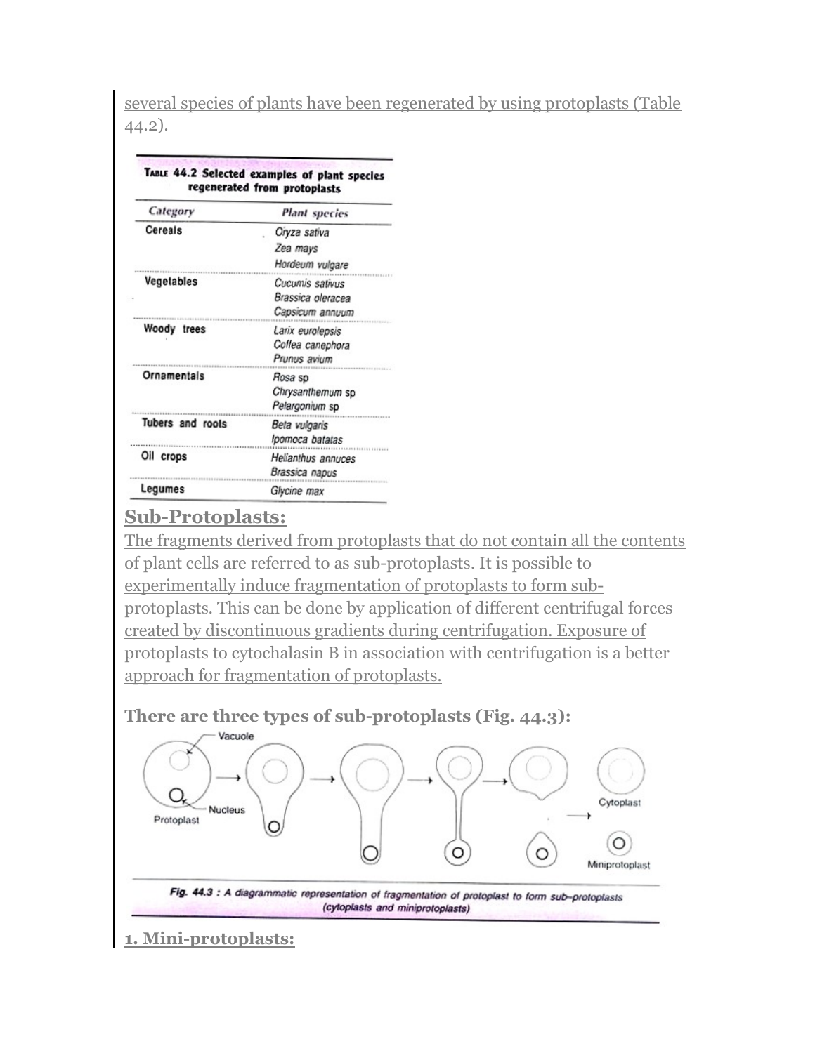several species of plants have been regenerated by using protoplasts (Table 44.2).

**Table 44.2 Selected examples of plant species regenerated from protoplasts**

| Category | Plant species |
| --- | --- |
| Cereals | *Oryza sativa* |
| | *Zea mays* |
| | *Hordeum vulgare* |
| Vegetables | *Cucumis sativus* |
| | *Brassica oleracea* |
| | *Capsicum annuum* |
| Woody trees | *Larix eurolepsis* |
| | *Coffea canephora* |
| | *Prunus avium* |
| Ornamentals | *Rosa* sp |
| | *Chrysanthemum* sp |
| | *Pelargonium* sp |
| Tubers and roots | *Beta vulgaris* |
| | *Ipomoca batatas* |
| Oil crops | *Helianthus annuces* |
| | *Brassica napus* |
| Legumes | *Glycine max* |

## Sub-Protoplasts:

The fragments derived from protoplasts that do not contain all the contents of plant cells are referred to as sub-protoplasts. It is possible to experimentally induce fragmentation of protoplasts to form sub-protoplasts. This can be done by application of different centrifugal forces created by discontinuous gradients during centrifugation. Exposure of protoplasts to cytochalasin B in association with centrifugation is a better approach for fragmentation of protoplasts.

### There are three types of sub-protoplasts (Fig. 44.3):

*Fig. 44.3 : A diagrammatic representation of fragmentation of protoplast to form sub-protoplasts (cytoplasts and miniprotoplasts)*

### 1. Mini-protoplasts: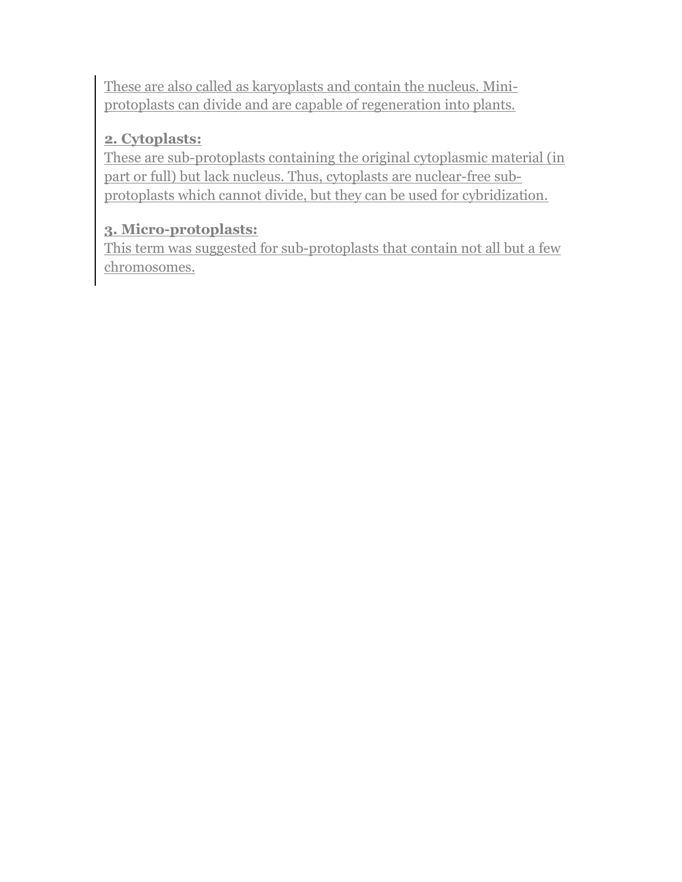These are also called as karyoplasts and contain the nucleus. Mini-protoplasts can divide and are capable of regeneration into plants.

**2. Cytoplasts:**

These are sub-protoplasts containing the original cytoplasmic material (in part or full) but lack nucleus. Thus, cytoplasts are nuclear-free sub-protoplasts which cannot divide, but they can be used for cybridization.

**3. Micro-protoplasts:**

This term was suggested for sub-protoplasts that contain not all but a few chromosomes.